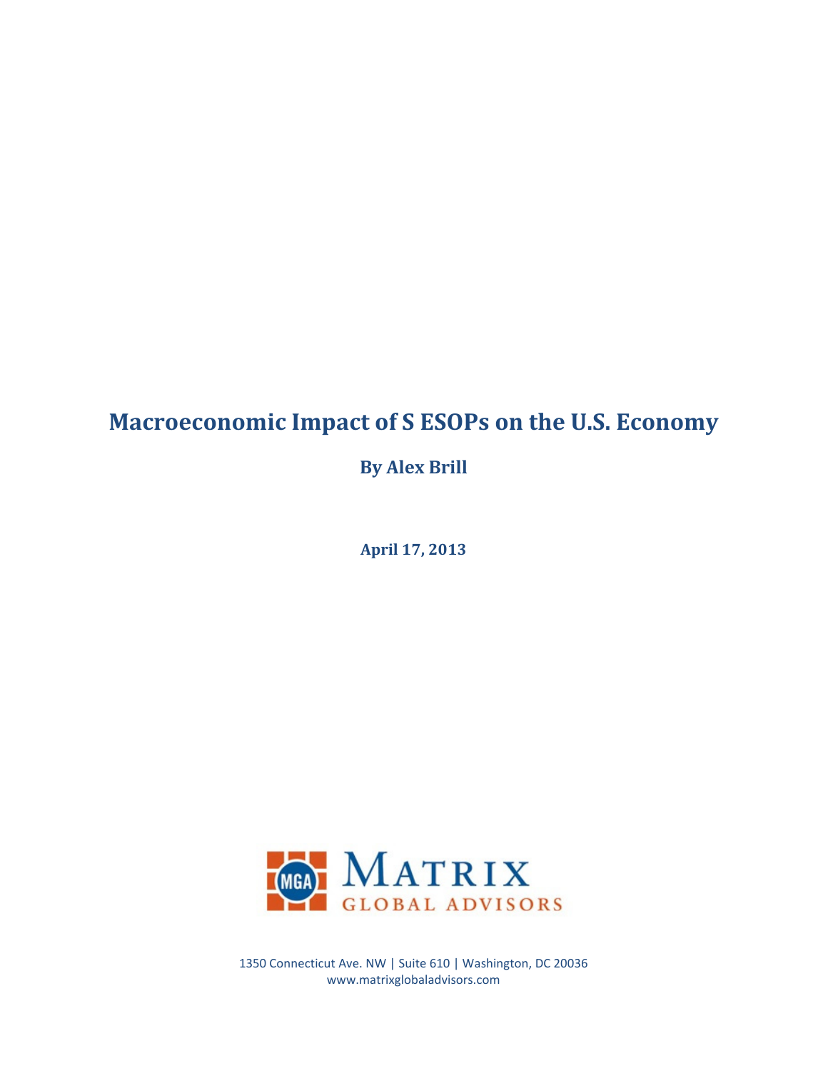# Macroeconomic Impact of S ESOPs on the U.S. Economy

**By Alex Brill**

**April 17, 2013**

MGA Matrix Global Advisors

1350 Connecticut Ave. NW | Suite 610 | Washington, DC 20036
www.matrixglobaladvisors.com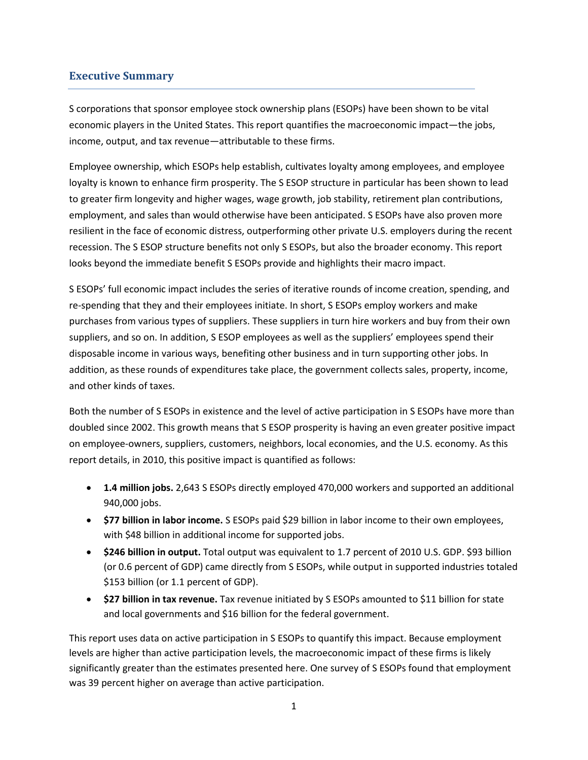## Executive Summary

S corporations that sponsor employee stock ownership plans (ESOPs) have been shown to be vital economic players in the United States. This report quantifies the macroeconomic impact—the jobs, income, output, and tax revenue—attributable to these firms.

Employee ownership, which ESOPs help establish, cultivates loyalty among employees, and employee loyalty is known to enhance firm prosperity. The S ESOP structure in particular has been shown to lead to greater firm longevity and higher wages, wage growth, job stability, retirement plan contributions, employment, and sales than would otherwise have been anticipated. S ESOPs have also proven more resilient in the face of economic distress, outperforming other private U.S. employers during the recent recession. The S ESOP structure benefits not only S ESOPs, but also the broader economy. This report looks beyond the immediate benefit S ESOPs provide and highlights their macro impact.

S ESOPs' full economic impact includes the series of iterative rounds of income creation, spending, and re-spending that they and their employees initiate. In short, S ESOPs employ workers and make purchases from various types of suppliers. These suppliers in turn hire workers and buy from their own suppliers, and so on. In addition, S ESOP employees as well as the suppliers' employees spend their disposable income in various ways, benefiting other business and in turn supporting other jobs. In addition, as these rounds of expenditures take place, the government collects sales, property, income, and other kinds of taxes.

Both the number of S ESOPs in existence and the level of active participation in S ESOPs have more than doubled since 2002. This growth means that S ESOP prosperity is having an even greater positive impact on employee-owners, suppliers, customers, neighbors, local economies, and the U.S. economy. As this report details, in 2010, this positive impact is quantified as follows:

- **1.4 million jobs.** 2,643 S ESOPs directly employed 470,000 workers and supported an additional 940,000 jobs.
- **$77 billion in labor income.** S ESOPs paid $29 billion in labor income to their own employees, with $48 billion in additional income for supported jobs.
- **$246 billion in output.** Total output was equivalent to 1.7 percent of 2010 U.S. GDP. $93 billion (or 0.6 percent of GDP) came directly from S ESOPs, while output in supported industries totaled $153 billion (or 1.1 percent of GDP).
- **$27 billion in tax revenue.** Tax revenue initiated by S ESOPs amounted to $11 billion for state and local governments and $16 billion for the federal government.

This report uses data on active participation in S ESOPs to quantify this impact. Because employment levels are higher than active participation levels, the macroeconomic impact of these firms is likely significantly greater than the estimates presented here. One survey of S ESOPs found that employment was 39 percent higher on average than active participation.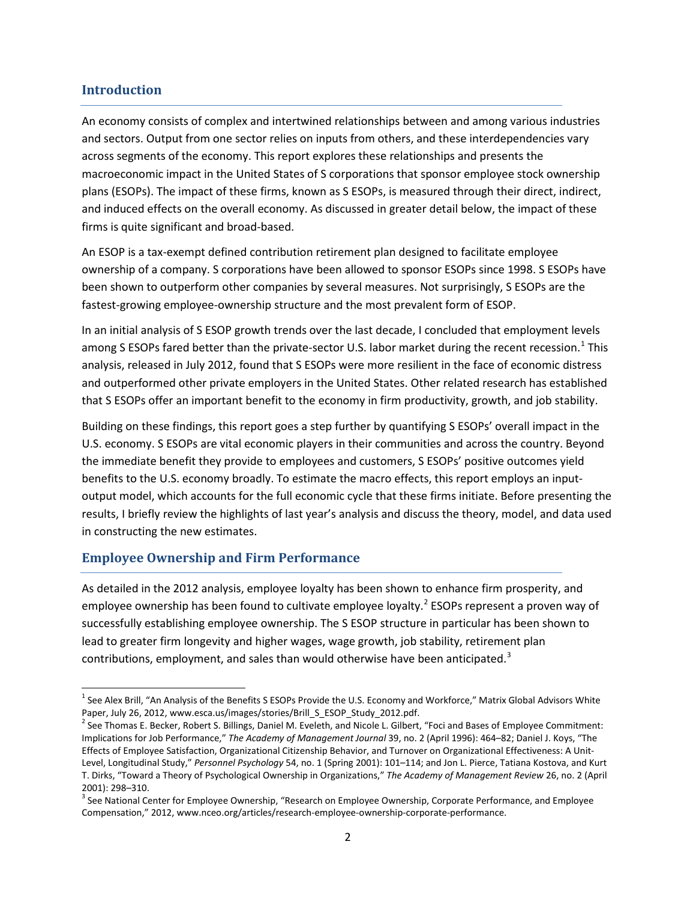## Introduction

An economy consists of complex and intertwined relationships between and among various industries and sectors. Output from one sector relies on inputs from others, and these interdependencies vary across segments of the economy. This report explores these relationships and presents the macroeconomic impact in the United States of S corporations that sponsor employee stock ownership plans (ESOPs). The impact of these firms, known as S ESOPs, is measured through their direct, indirect, and induced effects on the overall economy. As discussed in greater detail below, the impact of these firms is quite significant and broad-based.

An ESOP is a tax-exempt defined contribution retirement plan designed to facilitate employee ownership of a company. S corporations have been allowed to sponsor ESOPs since 1998. S ESOPs have been shown to outperform other companies by several measures. Not surprisingly, S ESOPs are the fastest-growing employee-ownership structure and the most prevalent form of ESOP.

In an initial analysis of S ESOP growth trends over the last decade, I concluded that employment levels among S ESOPs fared better than the private-sector U.S. labor market during the recent recession.[1] This analysis, released in July 2012, found that S ESOPs were more resilient in the face of economic distress and outperformed other private employers in the United States. Other related research has established that S ESOPs offer an important benefit to the economy in firm productivity, growth, and job stability.

Building on these findings, this report goes a step further by quantifying S ESOPs' overall impact in the U.S. economy. S ESOPs are vital economic players in their communities and across the country. Beyond the immediate benefit they provide to employees and customers, S ESOPs' positive outcomes yield benefits to the U.S. economy broadly. To estimate the macro effects, this report employs an input-output model, which accounts for the full economic cycle that these firms initiate. Before presenting the results, I briefly review the highlights of last year's analysis and discuss the theory, model, and data used in constructing the new estimates.

## Employee Ownership and Firm Performance

As detailed in the 2012 analysis, employee loyalty has been shown to enhance firm prosperity, and employee ownership has been found to cultivate employee loyalty.[2] ESOPs represent a proven way of successfully establishing employee ownership. The S ESOP structure in particular has been shown to lead to greater firm longevity and higher wages, wage growth, job stability, retirement plan contributions, employment, and sales than would otherwise have been anticipated.[3]

---

[1] See Alex Brill, "An Analysis of the Benefits S ESOPs Provide the U.S. Economy and Workforce," Matrix Global Advisors White Paper, July 26, 2012, www.esca.us/images/stories/Brill_S_ESOP_Study_2012.pdf.

[2] See Thomas E. Becker, Robert S. Billings, Daniel M. Eveleth, and Nicole L. Gilbert, "Foci and Bases of Employee Commitment: Implications for Job Performance," *The Academy of Management Journal* 39, no. 2 (April 1996): 464–82; Daniel J. Koys, "The Effects of Employee Satisfaction, Organizational Citizenship Behavior, and Turnover on Organizational Effectiveness: A Unit-Level, Longitudinal Study," *Personnel Psychology* 54, no. 1 (Spring 2001): 101–114; and Jon L. Pierce, Tatiana Kostova, and Kurt T. Dirks, "Toward a Theory of Psychological Ownership in Organizations," *The Academy of Management Review* 26, no. 2 (April 2001): 298–310.

[3] See National Center for Employee Ownership, "Research on Employee Ownership, Corporate Performance, and Employee Compensation," 2012, www.nceo.org/articles/research-employee-ownership-corporate-performance.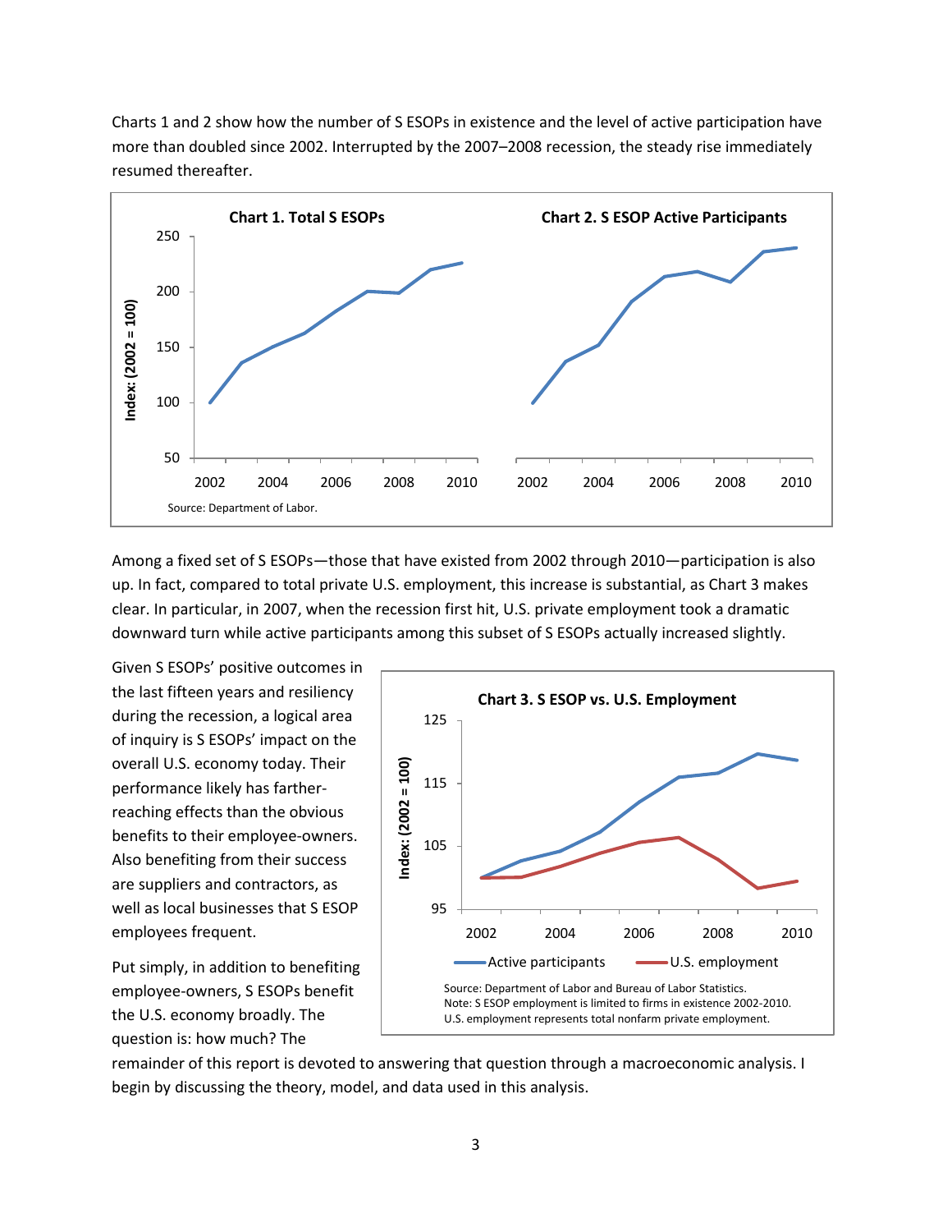Charts 1 and 2 show how the number of S ESOPs in existence and the level of active participation have more than doubled since 2002. Interrupted by the 2007–2008 recession, the steady rise immediately resumed thereafter.

**Chart 1. Total S ESOPs**

**Chart 2. S ESOP Active Participants**

Index: (2002 = 100)

250
200
150
100
50

2002 2004 2006 2008 2010

2002 2004 2006 2008 2010

Source: Department of Labor.

Among a fixed set of S ESOPs—those that have existed from 2002 through 2010—participation is also up. In fact, compared to total private U.S. employment, this increase is substantial, as Chart 3 makes clear. In particular, in 2007, when the recession first hit, U.S. private employment took a dramatic downward turn while active participants among this subset of S ESOPs actually increased slightly.

Given S ESOPs' positive outcomes in the last fifteen years and resiliency during the recession, a logical area of inquiry is S ESOPs' impact on the overall U.S. economy today. Their performance likely has farther-reaching effects than the obvious benefits to their employee-owners. Also benefiting from their success are suppliers and contractors, as well as local businesses that S ESOP employees frequent.

**Chart 3. S ESOP vs. U.S. Employment**

Index: (2002 = 100)

125
115
105
95

2002 2004 2006 2008 2010

Active participants
U.S. employment

Source: Department of Labor and Bureau of Labor Statistics.
Note: S ESOP employment is limited to firms in existence 2002-2010.
U.S. employment represents total nonfarm private employment.

Put simply, in addition to benefiting employee-owners, S ESOPs benefit the U.S. economy broadly. The question is: how much? The remainder of this report is devoted to answering that question through a macroeconomic analysis. I begin by discussing the theory, model, and data used in this analysis.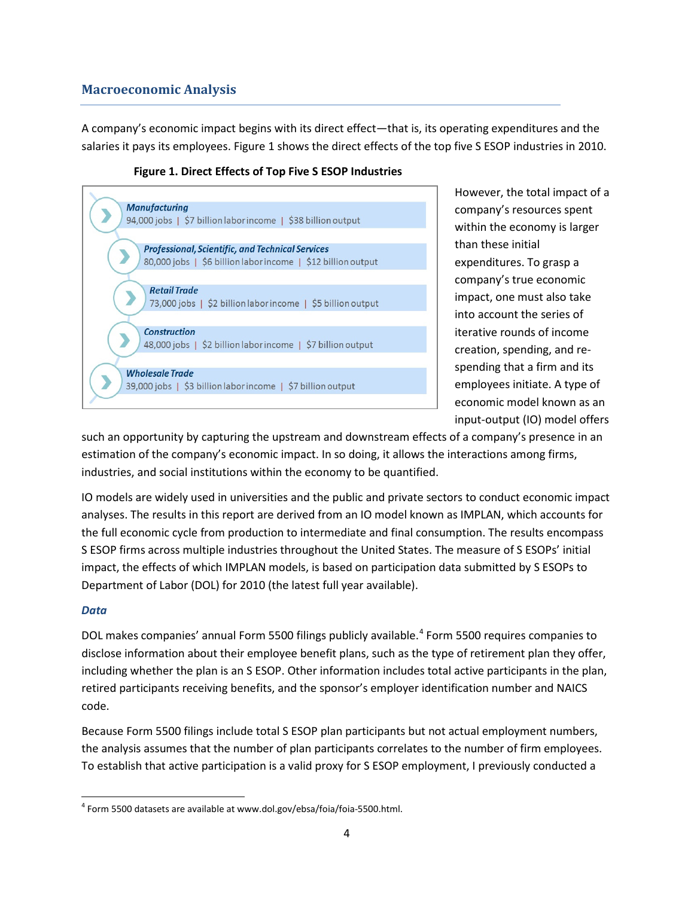## Macroeconomic Analysis

A company's economic impact begins with its direct effect—that is, its operating expenditures and the salaries it pays its employees. Figure 1 shows the direct effects of the top five S ESOP industries in 2010.

**Figure 1. Direct Effects of Top Five S ESOP Industries**

***Manufacturing***
94,000 jobs | $7 billion labor income | $38 billion output

***Professional, Scientific, and Technical Services***
80,000 jobs | $6 billion labor income | $12 billion output

***Retail Trade***
73,000 jobs | $2 billion labor income | $5 billion output

***Construction***
48,000 jobs | $2 billion labor income | $7 billion output

***Wholesale Trade***
39,000 jobs | $3 billion labor income | $7 billion output

However, the total impact of a company's resources spent within the economy is larger than these initial expenditures. To grasp a company's true economic impact, one must also take into account the series of iterative rounds of income creation, spending, and re-spending that a firm and its employees initiate. A type of economic model known as an input-output (IO) model offers such an opportunity by capturing the upstream and downstream effects of a company's presence in an estimation of the company's economic impact. In so doing, it allows the interactions among firms, industries, and social institutions within the economy to be quantified.

IO models are widely used in universities and the public and private sectors to conduct economic impact analyses. The results in this report are derived from an IO model known as IMPLAN, which accounts for the full economic cycle from production to intermediate and final consumption. The results encompass S ESOP firms across multiple industries throughout the United States. The measure of S ESOPs' initial impact, the effects of which IMPLAN models, is based on participation data submitted by S ESOPs to Department of Labor (DOL) for 2010 (the latest full year available).

### *Data*

DOL makes companies' annual Form 5500 filings publicly available.[4] Form 5500 requires companies to disclose information about their employee benefit plans, such as the type of retirement plan they offer, including whether the plan is an S ESOP. Other information includes total active participants in the plan, retired participants receiving benefits, and the sponsor's employer identification number and NAICS code.

Because Form 5500 filings include total S ESOP plan participants but not actual employment numbers, the analysis assumes that the number of plan participants correlates to the number of firm employees. To establish that active participation is a valid proxy for S ESOP employment, I previously conducted a

[4] Form 5500 datasets are available at www.dol.gov/ebsa/foia/foia-5500.html.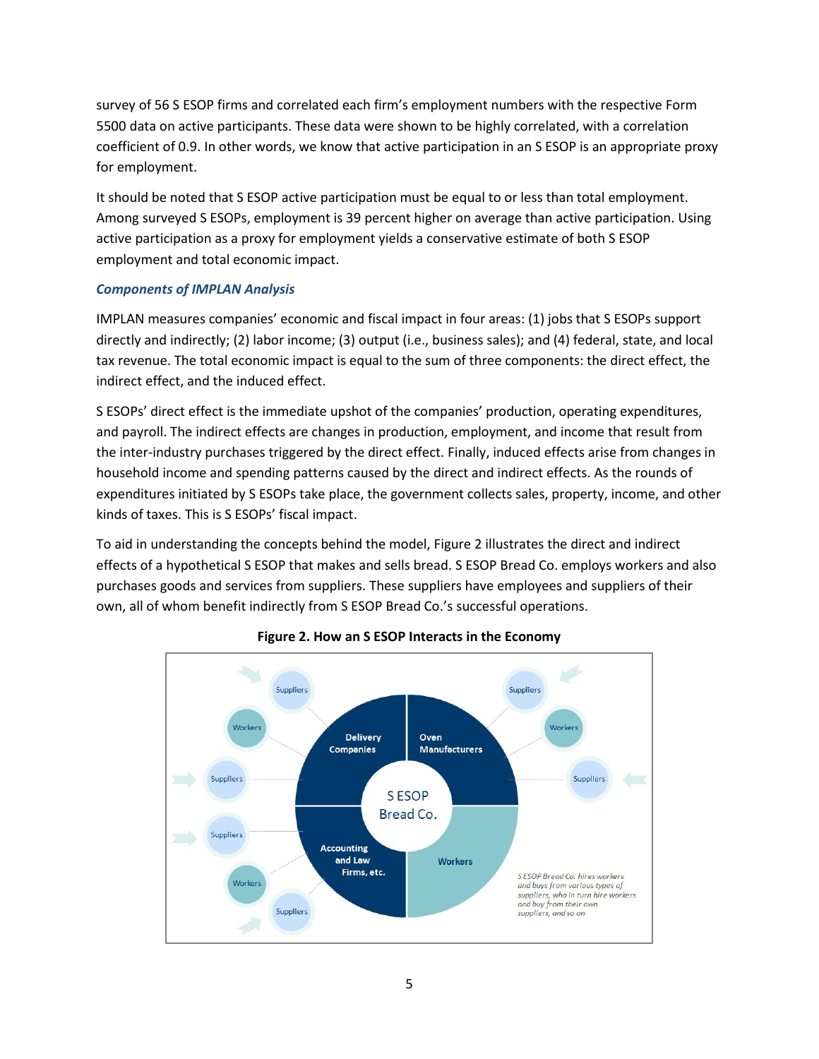survey of 56 S ESOP firms and correlated each firm's employment numbers with the respective Form 5500 data on active participants. These data were shown to be highly correlated, with a correlation coefficient of 0.9. In other words, we know that active participation in an S ESOP is an appropriate proxy for employment.

It should be noted that S ESOP active participation must be equal to or less than total employment. Among surveyed S ESOPs, employment is 39 percent higher on average than active participation. Using active participation as a proxy for employment yields a conservative estimate of both S ESOP employment and total economic impact.

### *Components of IMPLAN Analysis*

IMPLAN measures companies' economic and fiscal impact in four areas: (1) jobs that S ESOPs support directly and indirectly; (2) labor income; (3) output (i.e., business sales); and (4) federal, state, and local tax revenue. The total economic impact is equal to the sum of three components: the direct effect, the indirect effect, and the induced effect.

S ESOPs' direct effect is the immediate upshot of the companies' production, operating expenditures, and payroll. The indirect effects are changes in production, employment, and income that result from the inter-industry purchases triggered by the direct effect. Finally, induced effects arise from changes in household income and spending patterns caused by the direct and indirect effects. As the rounds of expenditures initiated by S ESOPs take place, the government collects sales, property, income, and other kinds of taxes. This is S ESOPs' fiscal impact.

To aid in understanding the concepts behind the model, Figure 2 illustrates the direct and indirect effects of a hypothetical S ESOP that makes and sells bread. S ESOP Bread Co. employs workers and also purchases goods and services from suppliers. These suppliers have employees and suppliers of their own, all of whom benefit indirectly from S ESOP Bread Co.'s successful operations.

**Figure 2. How an S ESOP Interacts in the Economy**

S ESOP Bread Co.

Delivery Companies

Oven Manufacturers

Accounting and Law Firms, etc.

Workers

Suppliers

Workers

Suppliers

Suppliers

Workers

Suppliers

Suppliers

Suppliers

Workers

Suppliers

Workers

*S ESOP Bread Co. hires workers and buys from various types of suppliers, who in turn hire workers and buy from their own suppliers, and so on*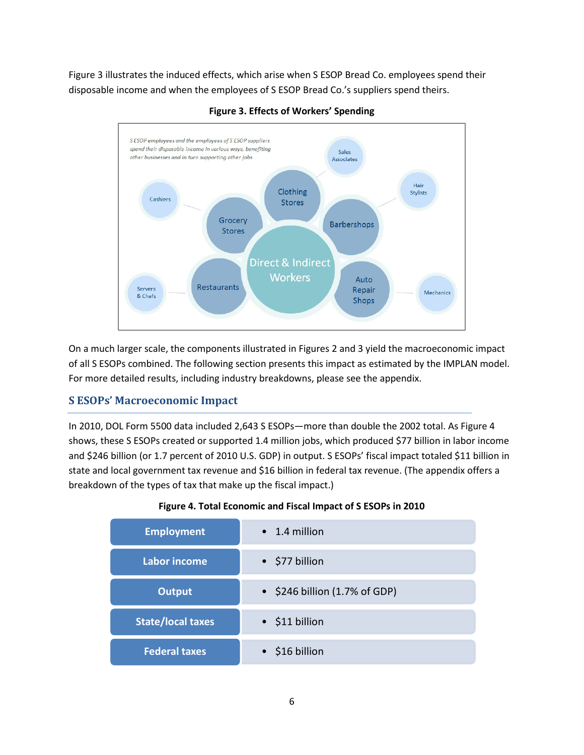Figure 3 illustrates the induced effects, which arise when S ESOP Bread Co. employees spend their disposable income and when the employees of S ESOP Bread Co.'s suppliers spend theirs.

**Figure 3. Effects of Workers' Spending**

S ESOP employees and the employees of S ESOP suppliers spend their disposable income in various ways, benefiting other businesses and in turn supporting other jobs

Direct & Indirect Workers

Grocery Stores

Clothing Stores

Barbershops

Restaurants

Auto Repair Shops

Cashiers

Sales Associates

Hair Stylists

Servers & Chefs

Mechanics

On a much larger scale, the components illustrated in Figures 2 and 3 yield the macroeconomic impact of all S ESOPs combined. The following section presents this impact as estimated by the IMPLAN model. For more detailed results, including industry breakdowns, please see the appendix.

## S ESOPs' Macroeconomic Impact

In 2010, DOL Form 5500 data included 2,643 S ESOPs—more than double the 2002 total. As Figure 4 shows, these S ESOPs created or supported 1.4 million jobs, which produced $77 billion in labor income and $246 billion (or 1.7 percent of 2010 U.S. GDP) in output. S ESOPs' fiscal impact totaled $11 billion in state and local government tax revenue and $16 billion in federal tax revenue. (The appendix offers a breakdown of the types of tax that make up the fiscal impact.)

**Figure 4. Total Economic and Fiscal Impact of S ESOPs in 2010**

| | |
|---|---|
| **Employment** | • 1.4 million |
| **Labor income** | • $77 billion |
| **Output** | • $246 billion (1.7% of GDP) |
| **State/local taxes** | • $11 billion |
| **Federal taxes** | • $16 billion |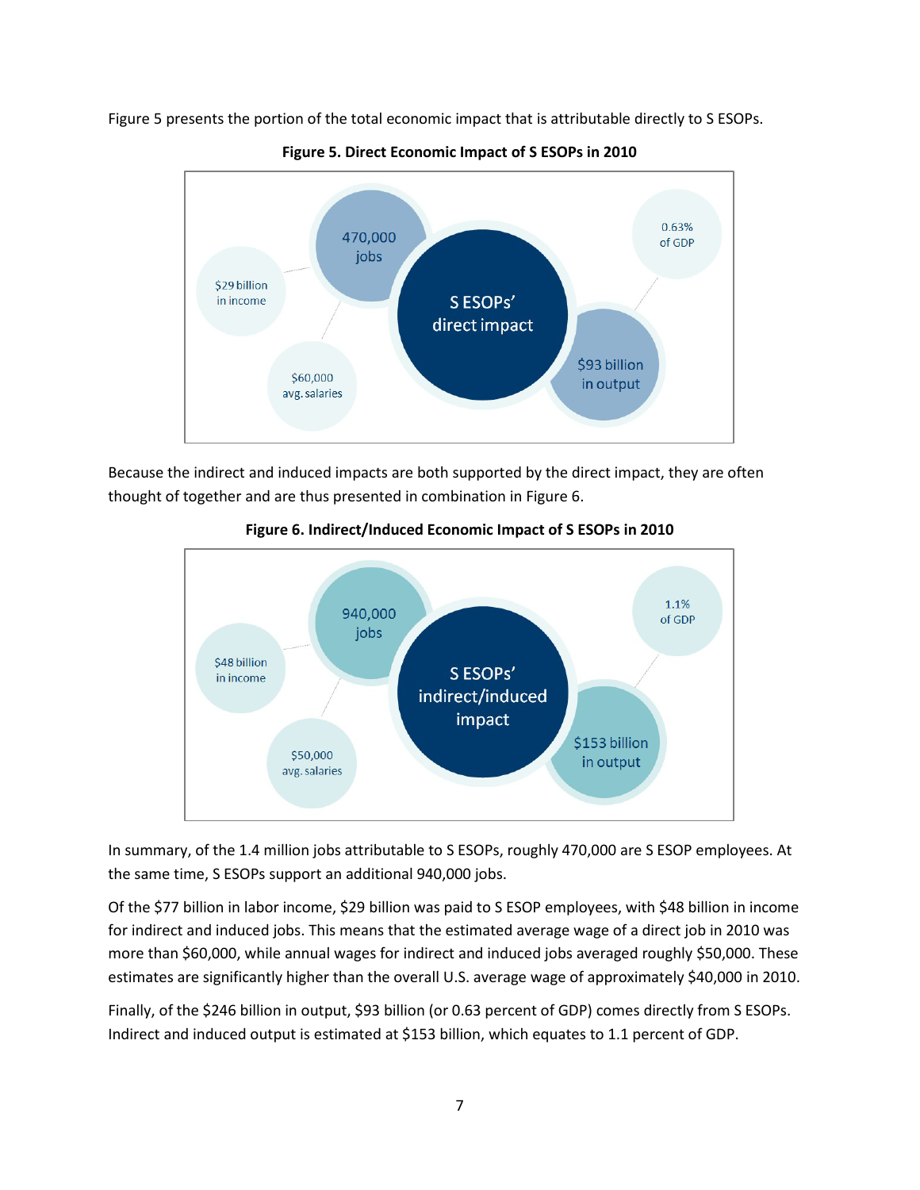Figure 5 presents the portion of the total economic impact that is attributable directly to S ESOPs.

**Figure 5. Direct Economic Impact of S ESOPs in 2010**

470,000 jobs

0.63% of GDP

$29 billion in income

S ESOPs' direct impact

$60,000 avg. salaries

$93 billion in output

Because the indirect and induced impacts are both supported by the direct impact, they are often thought of together and are thus presented in combination in Figure 6.

**Figure 6. Indirect/Induced Economic Impact of S ESOPs in 2010**

940,000 jobs

1.1% of GDP

$48 billion in income

S ESOPs' indirect/induced impact

$50,000 avg. salaries

$153 billion in output

In summary, of the 1.4 million jobs attributable to S ESOPs, roughly 470,000 are S ESOP employees. At the same time, S ESOPs support an additional 940,000 jobs.

Of the $77 billion in labor income, $29 billion was paid to S ESOP employees, with $48 billion in income for indirect and induced jobs. This means that the estimated average wage of a direct job in 2010 was more than $60,000, while annual wages for indirect and induced jobs averaged roughly $50,000. These estimates are significantly higher than the overall U.S. average wage of approximately $40,000 in 2010.

Finally, of the $246 billion in output, $93 billion (or 0.63 percent of GDP) comes directly from S ESOPs. Indirect and induced output is estimated at $153 billion, which equates to 1.1 percent of GDP.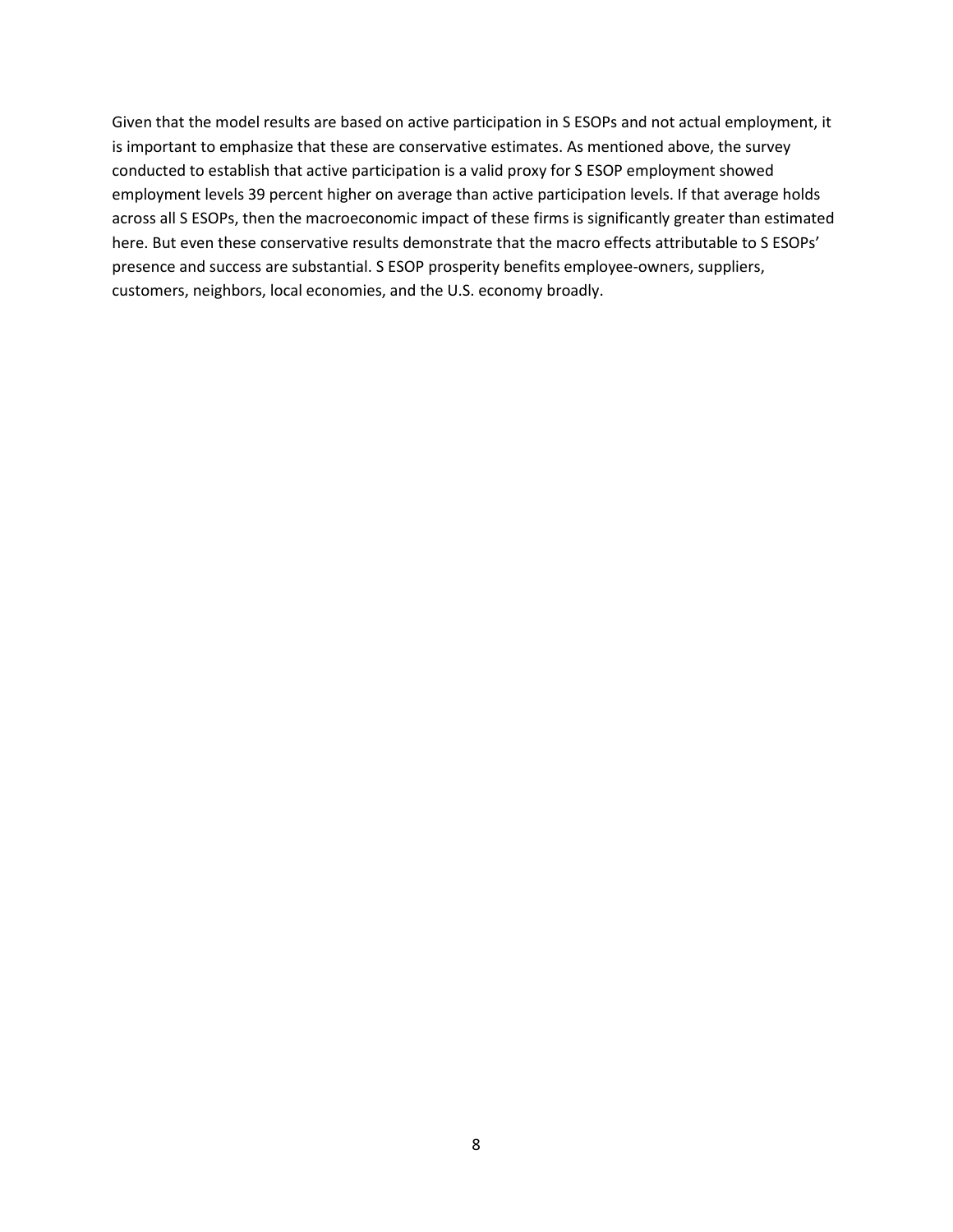Given that the model results are based on active participation in S ESOPs and not actual employment, it is important to emphasize that these are conservative estimates. As mentioned above, the survey conducted to establish that active participation is a valid proxy for S ESOP employment showed employment levels 39 percent higher on average than active participation levels. If that average holds across all S ESOPs, then the macroeconomic impact of these firms is significantly greater than estimated here. But even these conservative results demonstrate that the macro effects attributable to S ESOPs' presence and success are substantial. S ESOP prosperity benefits employee-owners, suppliers, customers, neighbors, local economies, and the U.S. economy broadly.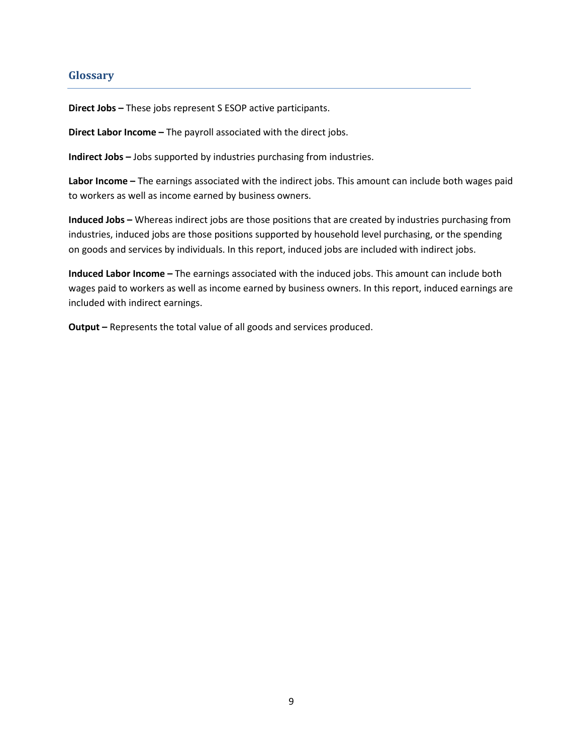## Glossary

**Direct Jobs –** These jobs represent S ESOP active participants.

**Direct Labor Income –** The payroll associated with the direct jobs.

**Indirect Jobs –** Jobs supported by industries purchasing from industries.

**Labor Income –** The earnings associated with the indirect jobs. This amount can include both wages paid to workers as well as income earned by business owners.

**Induced Jobs –** Whereas indirect jobs are those positions that are created by industries purchasing from industries, induced jobs are those positions supported by household level purchasing, or the spending on goods and services by individuals. In this report, induced jobs are included with indirect jobs.

**Induced Labor Income –** The earnings associated with the induced jobs. This amount can include both wages paid to workers as well as income earned by business owners. In this report, induced earnings are included with indirect earnings.

**Output –** Represents the total value of all goods and services produced.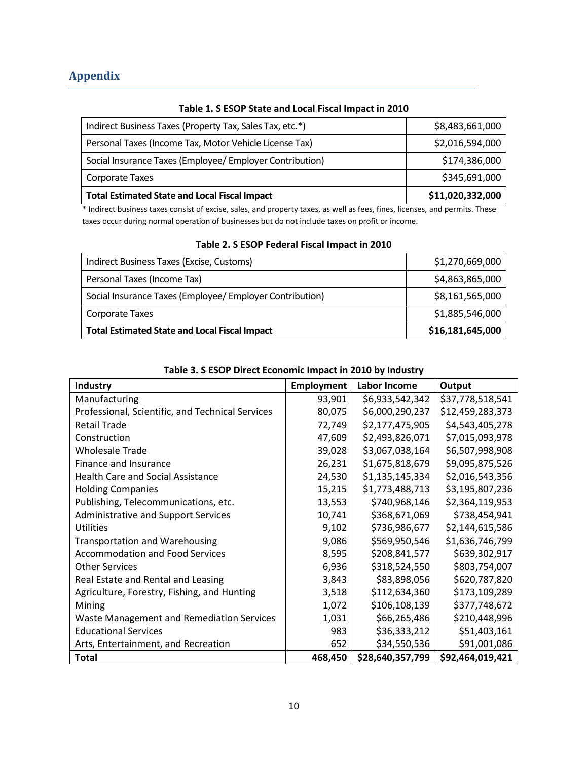## Appendix

**Table 1. S ESOP State and Local Fiscal Impact in 2010**

| | |
|---|---|
| Indirect Business Taxes (Property Tax, Sales Tax, etc.*) | $8,483,661,000 |
| Personal Taxes (Income Tax, Motor Vehicle License Tax) | $2,016,594,000 |
| Social Insurance Taxes (Employee/ Employer Contribution) | $174,386,000 |
| Corporate Taxes | $345,691,000 |
| **Total Estimated State and Local Fiscal Impact** | **$11,020,332,000** |

* Indirect business taxes consist of excise, sales, and property taxes, as well as fees, fines, licenses, and permits. These taxes occur during normal operation of businesses but do not include taxes on profit or income.

**Table 2. S ESOP Federal Fiscal Impact in 2010**

| | |
|---|---|
| Indirect Business Taxes (Excise, Customs) | $1,270,669,000 |
| Personal Taxes (Income Tax) | $4,863,865,000 |
| Social Insurance Taxes (Employee/ Employer Contribution) | $8,161,565,000 |
| Corporate Taxes | $1,885,546,000 |
| **Total Estimated State and Local Fiscal Impact** | **$16,181,645,000** |

**Table 3. S ESOP Direct Economic Impact in 2010 by Industry**

| Industry | Employment | Labor Income | Output |
|---|---|---|---|
| Manufacturing | 93,901 | $6,933,542,342 | $37,778,518,541 |
| Professional, Scientific, and Technical Services | 80,075 | $6,000,290,237 | $12,459,283,373 |
| Retail Trade | 72,749 | $2,177,475,905 | $4,543,405,278 |
| Construction | 47,609 | $2,493,826,071 | $7,015,093,978 |
| Wholesale Trade | 39,028 | $3,067,038,164 | $6,507,998,908 |
| Finance and Insurance | 26,231 | $1,675,818,679 | $9,095,875,526 |
| Health Care and Social Assistance | 24,530 | $1,135,145,334 | $2,016,543,356 |
| Holding Companies | 15,215 | $1,773,488,713 | $3,195,807,236 |
| Publishing, Telecommunications, etc. | 13,553 | $740,968,146 | $2,364,119,953 |
| Administrative and Support Services | 10,741 | $368,671,069 | $738,454,941 |
| Utilities | 9,102 | $736,986,677 | $2,144,615,586 |
| Transportation and Warehousing | 9,086 | $569,950,546 | $1,636,746,799 |
| Accommodation and Food Services | 8,595 | $208,841,577 | $639,302,917 |
| Other Services | 6,936 | $318,524,550 | $803,754,007 |
| Real Estate and Rental and Leasing | 3,843 | $83,898,056 | $620,787,820 |
| Agriculture, Forestry, Fishing, and Hunting | 3,518 | $112,634,360 | $173,109,289 |
| Mining | 1,072 | $106,108,139 | $377,748,672 |
| Waste Management and Remediation Services | 1,031 | $66,265,486 | $210,448,996 |
| Educational Services | 983 | $36,333,212 | $51,403,161 |
| Arts, Entertainment, and Recreation | 652 | $34,550,536 | $91,001,086 |
| **Total** | **468,450** | **$28,640,357,799** | **$92,464,019,421** |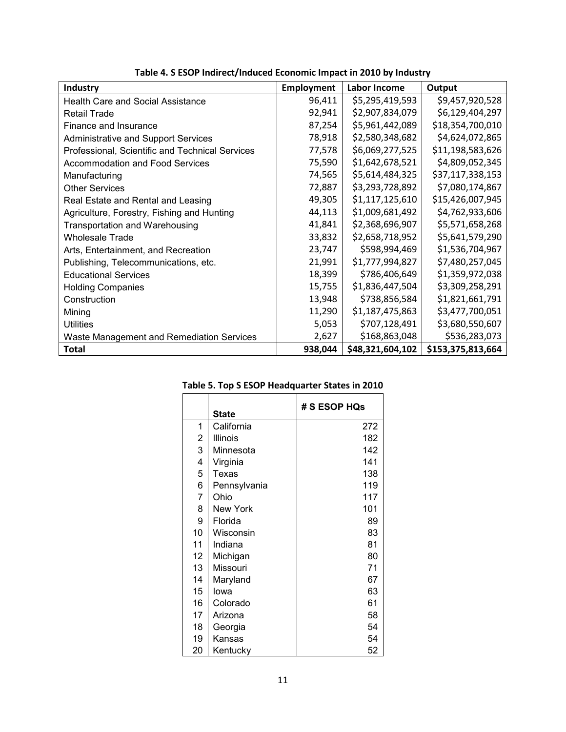**Table 4. S ESOP Indirect/Induced Economic Impact in 2010 by Industry**

| Industry | Employment | Labor Income | Output |
|---|---|---|---|
| Health Care and Social Assistance | 96,411 | $5,295,419,593 | $9,457,920,528 |
| Retail Trade | 92,941 | $2,907,834,079 | $6,129,404,297 |
| Finance and Insurance | 87,254 | $5,961,442,089 | $18,354,700,010 |
| Administrative and Support Services | 78,918 | $2,580,348,682 | $4,624,072,865 |
| Professional, Scientific and Technical Services | 77,578 | $6,069,277,525 | $11,198,583,626 |
| Accommodation and Food Services | 75,590 | $1,642,678,521 | $4,809,052,345 |
| Manufacturing | 74,565 | $5,614,484,325 | $37,117,338,153 |
| Other Services | 72,887 | $3,293,728,892 | $7,080,174,867 |
| Real Estate and Rental and Leasing | 49,305 | $1,117,125,610 | $15,426,007,945 |
| Agriculture, Forestry, Fishing and Hunting | 44,113 | $1,009,681,492 | $4,762,933,606 |
| Transportation and Warehousing | 41,841 | $2,368,696,907 | $5,571,658,268 |
| Wholesale Trade | 33,832 | $2,658,718,952 | $5,641,579,290 |
| Arts, Entertainment, and Recreation | 23,747 | $598,994,469 | $1,536,704,967 |
| Publishing, Telecommunications, etc. | 21,991 | $1,777,994,827 | $7,480,257,045 |
| Educational Services | 18,399 | $786,406,649 | $1,359,972,038 |
| Holding Companies | 15,755 | $1,836,447,504 | $3,309,258,291 |
| Construction | 13,948 | $738,856,584 | $1,821,661,791 |
| Mining | 11,290 | $1,187,475,863 | $3,477,700,051 |
| Utilities | 5,053 | $707,128,491 | $3,680,550,607 |
| Waste Management and Remediation Services | 2,627 | $168,863,048 | $536,283,073 |
| **Total** | **938,044** | **$48,321,604,102** | **$153,375,813,664** |

**Table 5. Top S ESOP Headquarter States in 2010**

| | State | # S ESOP HQs |
|---|---|---|
| 1 | California | 272 |
| 2 | Illinois | 182 |
| 3 | Minnesota | 142 |
| 4 | Virginia | 141 |
| 5 | Texas | 138 |
| 6 | Pennsylvania | 119 |
| 7 | Ohio | 117 |
| 8 | New York | 101 |
| 9 | Florida | 89 |
| 10 | Wisconsin | 83 |
| 11 | Indiana | 81 |
| 12 | Michigan | 80 |
| 13 | Missouri | 71 |
| 14 | Maryland | 67 |
| 15 | Iowa | 63 |
| 16 | Colorado | 61 |
| 17 | Arizona | 58 |
| 18 | Georgia | 54 |
| 19 | Kansas | 54 |
| 20 | Kentucky | 52 |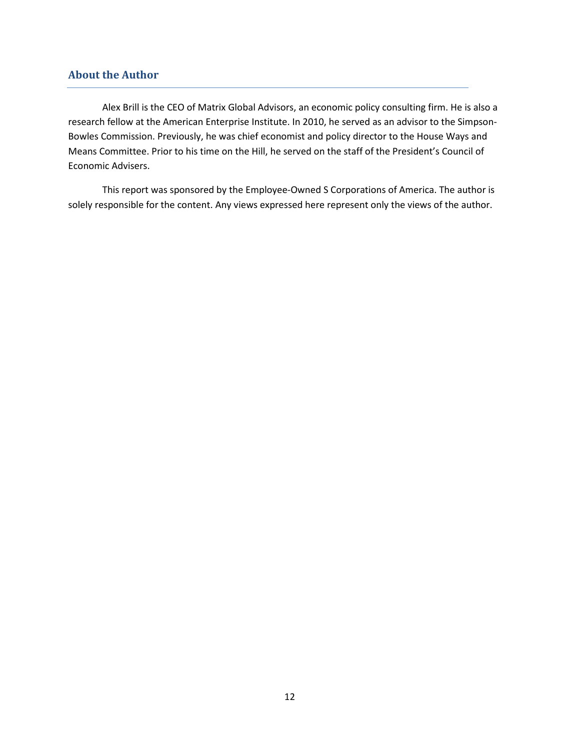## About the Author

Alex Brill is the CEO of Matrix Global Advisors, an economic policy consulting firm. He is also a research fellow at the American Enterprise Institute. In 2010, he served as an advisor to the Simpson-Bowles Commission. Previously, he was chief economist and policy director to the House Ways and Means Committee. Prior to his time on the Hill, he served on the staff of the President's Council of Economic Advisers.

This report was sponsored by the Employee-Owned S Corporations of America. The author is solely responsible for the content. Any views expressed here represent only the views of the author.